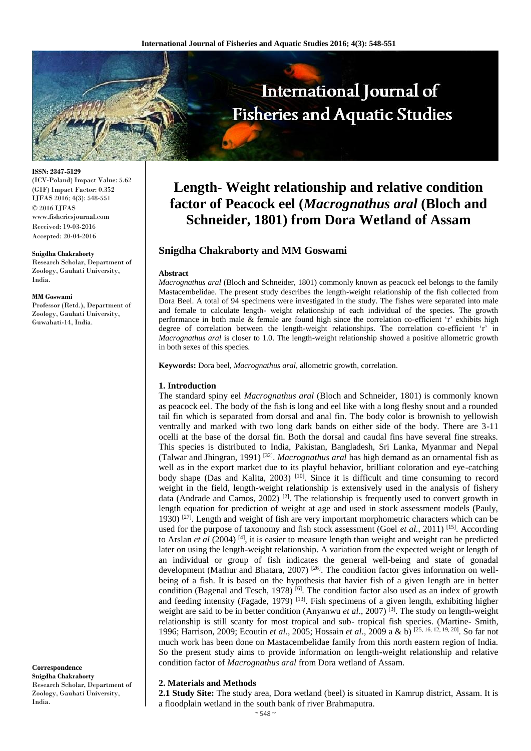# Length- Weight relationship and relative condition factor of Peacock eel (*Macrognathus aral* (Bloch and Schneider, 1801) from Dora Wetland of Assam

**ISSN: 2347-5129**
(ICV-Poland) Impact Value: 5.62
(GIF) Impact Factor: 0.352
IJFAS 2016; 4(3): 548-551
© 2016 IJFAS
www.fisheriesjournal.com
Received: 19-03-2016
Accepted: 20-04-2016

### Snigdha Chakraborty and MM Goswami

**Snigdha Chakraborty**
Research Scholar, Department of Zoology, Gauhati University, India.

**MM Goswami**
Professor (Retd.), Department of Zoology, Gauhati University, Guwahati-14, India.

**Correspondence**
**Snigdha Chakraborty**
Research Scholar, Department of Zoology, Gauhati University, India.

#### Abstract

*Macrognathus aral* (Bloch and Schneider, 1801) commonly known as peacock eel belongs to the family Mastacembelidae. The present study describes the length-weight relationship of the fish collected from Dora Beel. A total of 94 specimens were investigated in the study. The fishes were separated into male and female to calculate length- weight relationship of each individual of the species. The growth performance in both male & female are found high since the correlation co-efficient 'r' exhibits high degree of correlation between the length-weight relationships. The correlation co-efficient 'r' in *Macrognathus aral* is closer to 1.0. The length-weight relationship showed a positive allometric growth in both sexes of this species.

**Keywords:** Dora beel, *Macrognathus aral*, allometric growth, correlation.

#### 1. Introduction

The standard spiny eel *Macrognathus aral* (Bloch and Schneider, 1801) is commonly known as peacock eel. The body of the fish is long and eel like with a long fleshy snout and a rounded tail fin which is separated from dorsal and anal fin. The body color is brownish to yellowish ventrally and marked with two long dark bands on either side of the body. There are 3-11 ocelli at the base of the dorsal fin. Both the dorsal and caudal fins have several fine streaks. This species is distributed to India, Pakistan, Bangladesh, Sri Lanka, Myanmar and Nepal (Talwar and Jhingran, 1991) [32]. *Macrognathus aral* has high demand as an ornamental fish as well as in the export market due to its playful behavior, brilliant coloration and eye-catching body shape (Das and Kalita, 2003) [10]. Since it is difficult and time consuming to record weight in the field, length-weight relationship is extensively used in the analysis of fishery data (Andrade and Camos, 2002) [2]. The relationship is frequently used to convert growth in length equation for prediction of weight at age and used in stock assessment models (Pauly, 1930) [27]. Length and weight of fish are very important morphometric characters which can be used for the purpose of taxonomy and fish stock assessment (Goel *et al.*, 2011) [15]. According to Arslan *et al* (2004) [4], it is easier to measure length than weight and weight can be predicted later on using the length-weight relationship. A variation from the expected weight or length of an individual or group of fish indicates the general well-being and state of gonadal development (Mathur and Bhatara, 2007) [26]. The condition factor gives information on well-being of a fish. It is based on the hypothesis that havier fish of a given length are in better condition (Bagenal and Tesch, 1978) [6]. The condition factor also used as an index of growth and feeding intensity (Fagade, 1979) [13]. Fish specimens of a given length, exhibiting higher weight are said to be in better condition (Anyanwu *et al*., 2007) [3]. The study on length-weight relationship is still scanty for most tropical and sub- tropical fish species. (Martine- Smith, 1996; Harrison, 2009; Ecoutin *et al*., 2005; Hossain *et al*., 2009 a & b) [25, 16, 12, 19, 20]. So far not much work has been done on Mastacembelidae family from this north eastern region of India. So the present study aims to provide information on length-weight relationship and relative condition factor of *Macrognathus aral* from Dora wetland of Assam.

#### 2. Materials and Methods

**2.1 Study Site:** The study area, Dora wetland (beel) is situated in Kamrup district, Assam. It is a floodplain wetland in the south bank of river Brahmaputra.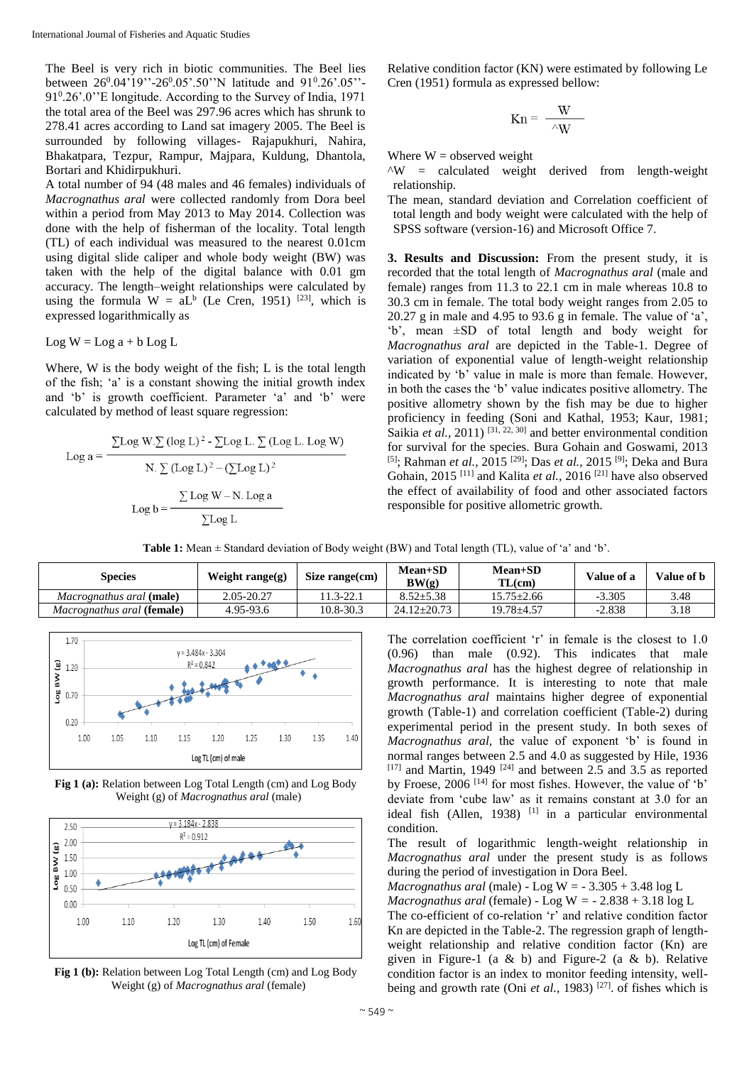The Beel is very rich in biotic communities. The Beel lies between $26^0.04'19''$-$26^0.05'.50''$N latitude and $91^0.26'.05''$-$91^0.26'.0''$E longitude. According to the Survey of India, 1971 the total area of the Beel was 297.96 acres which has shrunk to 278.41 acres according to Land sat imagery 2005. The Beel is surrounded by following villages- Rajapukhuri, Nahira, Bhakatpara, Tezpur, Rampur, Majpara, Kuldung, Dhantola, Bortari and Khidirpukhuri.

A total number of 94 (48 males and 46 females) individuals of *Macrognathus aral* were collected randomly from Dora beel within a period from May 2013 to May 2014. Collection was done with the help of fisherman of the locality. Total length (TL) of each individual was measured to the nearest 0.01cm using digital slide caliper and whole body weight (BW) was taken with the help of the digital balance with 0.01 gm accuracy. The length–weight relationships were calculated by using the formula $W = aL^b$ (Le Cren, 1951) [23], which is expressed logarithmically as

$$\text{Log } W = \text{Log } a + b \text{ Log } L$$

Where, W is the body weight of the fish; L is the total length of the fish; 'a' is a constant showing the initial growth index and 'b' is growth coefficient. Parameter 'a' and 'b' were calculated by method of least square regression:

$$\text{Log } a = \frac{\sum \text{Log } W . \sum (\log L)^2 - \sum \text{Log } L . \sum (\text{Log } L . \text{Log } W)}{N . \sum (\text{Log } L)^2 - (\sum \text{Log } L)^2}$$

$$\text{Log } b = \frac{\sum \text{Log } W - N . \text{Log } a}{\sum \text{Log } L}$$

Relative condition factor (KN) were estimated by following Le Cren (1951) formula as expressed bellow:

$$Kn = \frac{W}{^{\wedge}W}$$

Where W = observed weight

^W = calculated weight derived from length-weight relationship.

The mean, standard deviation and Correlation coefficient of total length and body weight were calculated with the help of SPSS software (version-16) and Microsoft Office 7.

**3. Results and Discussion:** From the present study, it is recorded that the total length of *Macrognathus aral* (male and female) ranges from 11.3 to 22.1 cm in male whereas 10.8 to 30.3 cm in female. The total body weight ranges from 2.05 to 20.27 g in male and 4.95 to 93.6 g in female. The value of 'a', 'b', mean ±SD of total length and body weight for *Macrognathus aral* are depicted in the Table-1. Degree of variation of exponential value of length-weight relationship indicated by 'b' value in male is more than female. However, in both the cases the 'b' value indicates positive allometry. The positive allometry shown by the fish may be due to higher proficiency in feeding (Soni and Kathal, 1953; Kaur, 1981; Saikia *et al.*, 2011) [31, 22, 30] and better environmental condition for survival for the species. Bura Gohain and Goswami, 2013 [5]; Rahman *et al.*, 2015 [29]; Das *et al.*, 2015 [9]; Deka and Bura Gohain, 2015 [11] and Kalita *et al.*, 2016 [21] have also observed the effect of availability of food and other associated factors responsible for positive allometric growth.

**Table 1:** Mean ± Standard deviation of Body weight (BW) and Total length (TL), value of 'a' and 'b'.

| Species | Weight range(g) | Size range(cm) | Mean+SD BW(g) | Mean+SD TL(cm) | Value of a | Value of b |
|---|---|---|---|---|---|---|
| *Macrognathus aral* **(male)** | 2.05-20.27 | 11.3-22.1 | 8.52±5.38 | 15.75±2.66 | -3.305 | 3.48 |
| *Macrognathus aral* **(female)** | 4.95-93.6 | 10.8-30.3 | 24.12±20.73 | 19.78±4.57 | -2.838 | 3.18 |

**Fig 1 (a):** Relation between Log Total Length (cm) and Log Body Weight (g) of *Macrognathus aral* (male)

**Fig 1 (b):** Relation between Log Total Length (cm) and Log Body Weight (g) of *Macrognathus aral* (female)

The correlation coefficient 'r' in female is the closest to 1.0 (0.96) than male (0.92). This indicates that male *Macrognathus aral* has the highest degree of relationship in growth performance. It is interesting to note that male *Macrognathus aral* maintains higher degree of exponential growth (Table-1) and correlation coefficient (Table-2) during experimental period in the present study. In both sexes of *Macrognathus aral*, the value of exponent 'b' is found in normal ranges between 2.5 and 4.0 as suggested by Hile, 1936 [17] and Martin, 1949 [24] and between 2.5 and 3.5 as reported by Froese, 2006 [14] for most fishes. However, the value of 'b' deviate from 'cube law' as it remains constant at 3.0 for an ideal fish (Allen, 1938) [1] in a particular environmental condition.

The result of logarithmic length-weight relationship in *Macrognathus aral* under the present study is as follows during the period of investigation in Dora Beel.

*Macrognathus aral* (male) - Log W = - 3.305 + 3.48 log L

*Macrognathus aral* (female) - Log W = - 2.838 + 3.18 log L

The co-efficient of co-relation 'r' and relative condition factor Kn are depicted in the Table-2. The regression graph of length-weight relationship and relative condition factor (Kn) are given in Figure-1 (a & b) and Figure-2 (a & b). Relative condition factor is an index to monitor feeding intensity, well-being and growth rate (Oni *et al.*, 1983) [27]. of fishes which is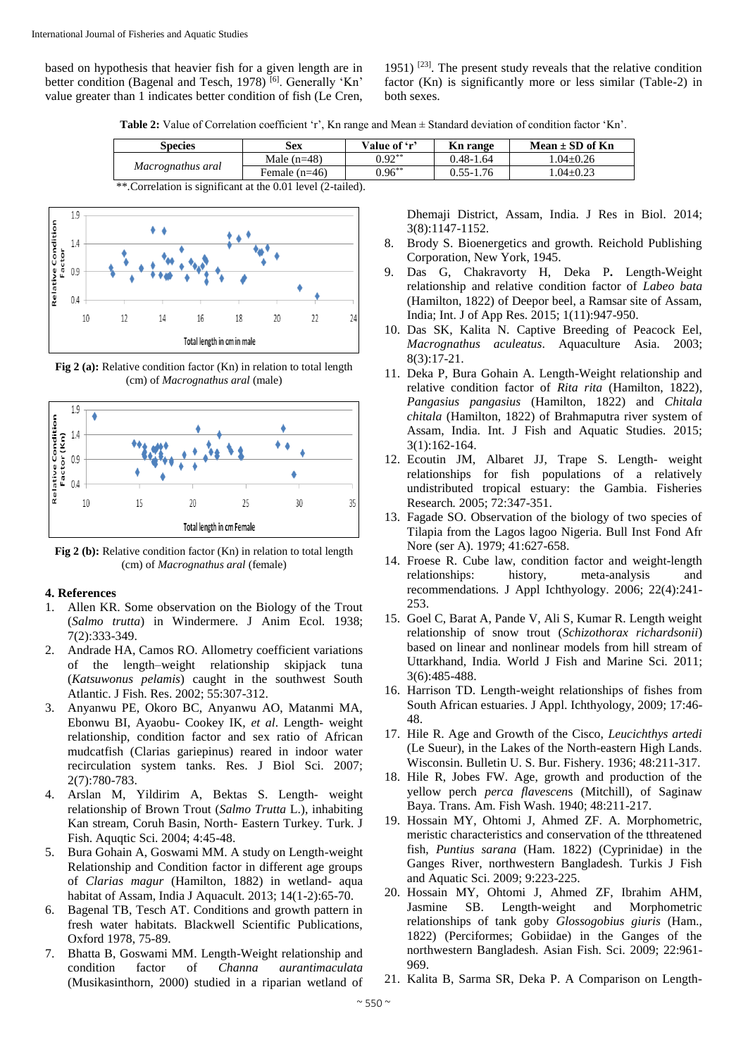based on hypothesis that heavier fish for a given length are in better condition (Bagenal and Tesch, 1978) [6]. Generally 'Kn' value greater than 1 indicates better condition of fish (Le Cren, 1951) [23]. The present study reveals that the relative condition factor (Kn) is significantly more or less similar (Table-2) in both sexes.

**Table 2:** Value of Correlation coefficient 'r', Kn range and Mean ± Standard deviation of condition factor 'Kn'.

| Species | Sex | Value of 'r' | Kn range | Mean ± SD of Kn |
|---|---|---|---|---|
| *Macrognathus aral* | Male (n=48) | 0.92** | 0.48-1.64 | 1.04±0.26 |
| | Female (n=46) | 0.96** | 0.55-1.76 | 1.04±0.23 |

**.Correlation is significant at the 0.01 level (2-tailed).

**Fig 2 (a):** Relative condition factor (Kn) in relation to total length (cm) of *Macrognathus aral* (male)

**Fig 2 (b):** Relative condition factor (Kn) in relation to total length (cm) of *Macrognathus aral* (female)

## 4. References

1. Allen KR. Some observation on the Biology of the Trout (*Salmo trutta*) in Windermere. J Anim Ecol. 1938; 7(2):333-349.
2. Andrade HA, Camos RO. Allometry coefficient variations of the length–weight relationship skipjack tuna (*Katsuwonus pelamis*) caught in the southwest South Atlantic. J Fish. Res. 2002; 55:307-312.
3. Anyanwu PE, Okoro BC, Anyanwu AO, Matanmi MA, Ebonwu BI, Ayaobu- Cookey IK, *et al*. Length- weight relationship, condition factor and sex ratio of African mudcatfish (Clarias gariepinus) reared in indoor water recirculation system tanks. Res. J Biol Sci. 2007; 2(7):780-783.
4. Arslan M, Yildirim A, Bektas S. Length- weight relationship of Brown Trout (*Salmo Trutta* L.), inhabiting Kan stream, Coruh Basin, North- Eastern Turkey. Turk. J Fish. Aquqtic Sci. 2004; 4:45-48.
5. Bura Gohain A, Goswami MM. A study on Length-weight Relationship and Condition factor in different age groups of *Clarias magur* (Hamilton, 1882) in wetland- aqua habitat of Assam, India J Aquacult. 2013; 14(1-2):65-70.
6. Bagenal TB, Tesch AT. Conditions and growth pattern in fresh water habitats. Blackwell Scientific Publications, Oxford 1978, 75-89.
7. Bhatta B, Goswami MM. Length-Weight relationship and condition factor of *Channa aurantimaculata* (Musikasinthorn, 2000) studied in a riparian wetland of Dhemaji District, Assam, India. J Res in Biol. 2014; 3(8):1147-1152.
8. Brody S. Bioenergetics and growth. Reichold Publishing Corporation, New York, 1945.
9. Das G, Chakravorty H, Deka P. Length-Weight relationship and relative condition factor of *Labeo bata* (Hamilton, 1822) of Deepor beel, a Ramsar site of Assam, India; Int. J of App Res. 2015; 1(11):947-950.
10. Das SK, Kalita N. Captive Breeding of Peacock Eel, *Macrognathus aculeatus*. Aquaculture Asia. 2003; 8(3):17-21.
11. Deka P, Bura Gohain A. Length-Weight relationship and relative condition factor of *Rita rita* (Hamilton, 1822), *Pangasius pangasius* (Hamilton, 1822) and *Chitala chitala* (Hamilton, 1822) of Brahmaputra river system of Assam, India. Int. J Fish and Aquatic Studies. 2015; 3(1):162-164.
12. Ecoutin JM, Albaret JJ, Trape S. Length- weight relationships for fish populations of a relatively undistributed tropical estuary: the Gambia. Fisheries Research. 2005; 72:347-351.
13. Fagade SO. Observation of the biology of two species of Tilapia from the Lagos lagoo Nigeria. Bull Inst Fond Afr Nore (ser A). 1979; 41:627-658.
14. Froese R. Cube law, condition factor and weight-length relationships: history, meta-analysis and recommendations. J Appl Ichthyology. 2006; 22(4):241-253.
15. Goel C, Barat A, Pande V, Ali S, Kumar R. Length weight relationship of snow trout (*Schizothorax richardsonii*) based on linear and nonlinear models from hill stream of Uttarkhand, India. World J Fish and Marine Sci. 2011; 3(6):485-488.
16. Harrison TD. Length-weight relationships of fishes from South African estuaries. J Appl. Ichthyology, 2009; 17:46-48.
17. Hile R. Age and Growth of the Cisco, *Leucichthys artedi* (Le Sueur), in the Lakes of the North-eastern High Lands. Wisconsin. Bulletin U. S. Bur. Fishery. 1936; 48:211-317.
18. Hile R, Jobes FW. Age, growth and production of the yellow perch *perca flavescens* (Mitchill), of Saginaw Baya. Trans. Am. Fish Wash. 1940; 48:211-217.
19. Hossain MY, Ohtomi J, Ahmed ZF. A. Morphometric, meristic characteristics and conservation of the tthreatened fish, *Puntius sarana* (Ham. 1822) (Cyprinidae) in the Ganges River, northwestern Bangladesh. Turkis J Fish and Aquatic Sci. 2009; 9:223-225.
20. Hossain MY, Ohtomi J, Ahmed ZF, Ibrahim AHM, Jasmine SB. Length-weight and Morphometric relationships of tank goby *Glossogobius giuris* (Ham., 1822) (Perciformes; Gobiidae) in the Ganges of the northwestern Bangladesh. Asian Fish. Sci. 2009; 22:961-969.
21. Kalita B, Sarma SR, Deka P. A Comparison on Length-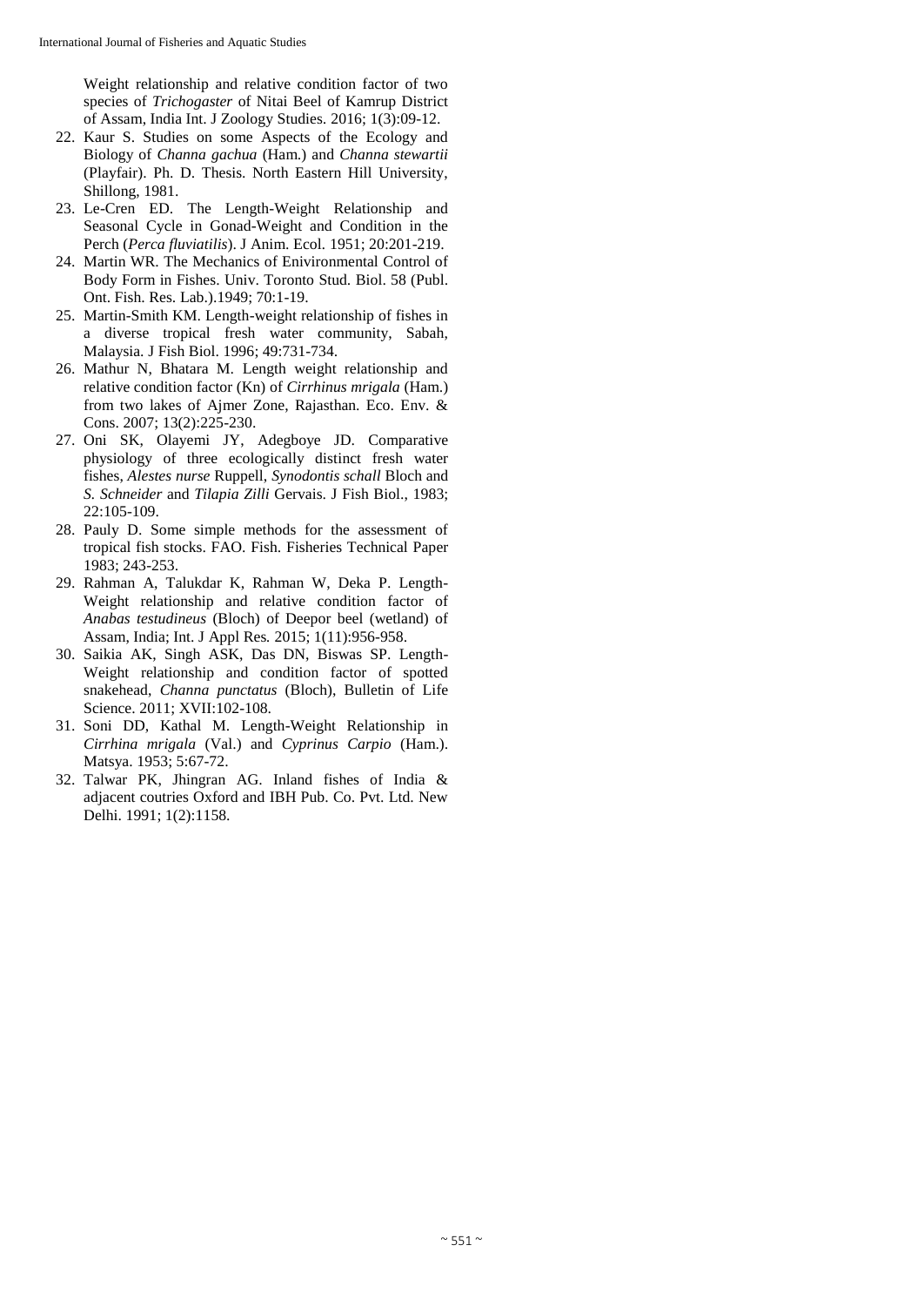Weight relationship and relative condition factor of two species of *Trichogaster* of Nitai Beel of Kamrup District of Assam, India Int. J Zoology Studies. 2016; 1(3):09-12.

22. Kaur S. Studies on some Aspects of the Ecology and Biology of *Channa gachua* (Ham.) and *Channa stewartii* (Playfair). Ph. D. Thesis. North Eastern Hill University, Shillong, 1981.
23. Le-Cren ED. The Length-Weight Relationship and Seasonal Cycle in Gonad-Weight and Condition in the Perch (*Perca fluviatilis*). J Anim. Ecol. 1951; 20:201-219.
24. Martin WR. The Mechanics of Enivironmental Control of Body Form in Fishes. Univ. Toronto Stud. Biol. 58 (Publ. Ont. Fish. Res. Lab.).1949; 70:1-19.
25. Martin-Smith KM. Length-weight relationship of fishes in a diverse tropical fresh water community, Sabah, Malaysia. J Fish Biol. 1996; 49:731-734.
26. Mathur N, Bhatara M. Length weight relationship and relative condition factor (Kn) of *Cirrhinus mrigala* (Ham.) from two lakes of Ajmer Zone, Rajasthan. Eco. Env. & Cons. 2007; 13(2):225-230.
27. Oni SK, Olayemi JY, Adegboye JD. Comparative physiology of three ecologically distinct fresh water fishes, *Alestes nurse* Ruppell, *Synodontis schall* Bloch and *S. Schneider* and *Tilapia Zilli* Gervais. J Fish Biol., 1983; 22:105-109.
28. Pauly D. Some simple methods for the assessment of tropical fish stocks. FAO. Fish. Fisheries Technical Paper 1983; 243-253.
29. Rahman A, Talukdar K, Rahman W, Deka P. Length-Weight relationship and relative condition factor of *Anabas testudineus* (Bloch) of Deepor beel (wetland) of Assam, India; Int. J Appl Res. 2015; 1(11):956-958.
30. Saikia AK, Singh ASK, Das DN, Biswas SP. Length-Weight relationship and condition factor of spotted snakehead, *Channa punctatus* (Bloch), Bulletin of Life Science. 2011; XVII:102-108.
31. Soni DD, Kathal M. Length-Weight Relationship in *Cirrhina mrigala* (Val.) and *Cyprinus Carpio* (Ham.). Matsya. 1953; 5:67-72.
32. Talwar PK, Jhingran AG. Inland fishes of India & adjacent coutries Oxford and IBH Pub. Co. Pvt. Ltd. New Delhi. 1991; 1(2):1158.